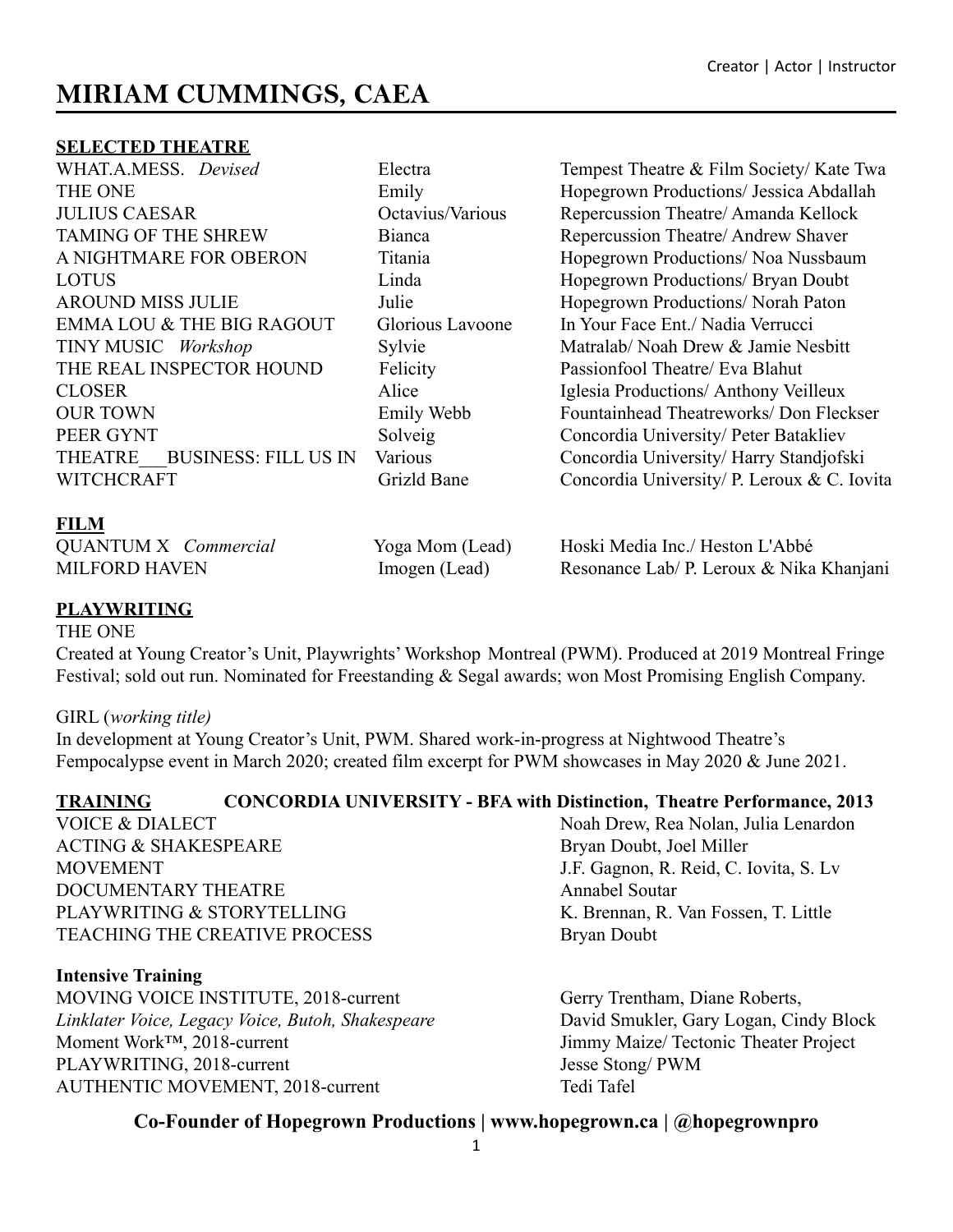Creator | Actor | Instructor

# MIRIAM CUMMINGS, CAEA

## SELECTED THEATRE

| | | |
|---|---|---|
| WHAT.A.MESS. *Devised* | Electra | Tempest Theatre & Film Society/ Kate Twa |
| THE ONE | Emily | Hopegrown Productions/ Jessica Abdallah |
| JULIUS CAESAR | Octavius/Various | Repercussion Theatre/ Amanda Kellock |
| TAMING OF THE SHREW | Bianca | Repercussion Theatre/ Andrew Shaver |
| A NIGHTMARE FOR OBERON | Titania | Hopegrown Productions/ Noa Nussbaum |
| LOTUS | Linda | Hopegrown Productions/ Bryan Doubt |
| AROUND MISS JULIE | Julie | Hopegrown Productions/ Norah Paton |
| EMMA LOU & THE BIG RAGOUT | Glorious Lavoone | In Your Face Ent./ Nadia Verrucci |
| TINY MUSIC *Workshop* | Sylvie | Matralab/ Noah Drew & Jamie Nesbitt |
| THE REAL INSPECTOR HOUND | Felicity | Passionfool Theatre/ Eva Blahut |
| CLOSER | Alice | Iglesia Productions/ Anthony Veilleux |
| OUR TOWN | Emily Webb | Fountainhead Theatreworks/ Don Fleckser |
| PEER GYNT | Solveig | Concordia University/ Peter Batakliev |
| THEATRE___BUSINESS: FILL US IN | Various | Concordia University/ Harry Standjofski |
| WITCHCRAFT | Grizld Bane | Concordia University/ P. Leroux & C. Iovita |

## FILM

| | | |
|---|---|---|
| QUANTUM X *Commercial* | Yoga Mom (Lead) | Hoski Media Inc./ Heston L'Abbé |
| MILFORD HAVEN | Imogen (Lead) | Resonance Lab/ P. Leroux & Nika Khanjani |

## PLAYWRITING

THE ONE
Created at Young Creator's Unit, Playwrights' Workshop Montreal (PWM). Produced at 2019 Montreal Fringe Festival; sold out run. Nominated for Freestanding & Segal awards; won Most Promising English Company.

GIRL (*working title*)
In development at Young Creator's Unit, PWM. Shared work-in-progress at Nightwood Theatre's Fempocalypse event in March 2020; created film excerpt for PWM showcases in May 2020 & June 2021.

## TRAINING — CONCORDIA UNIVERSITY - BFA with Distinction, Theatre Performance, 2013

| | |
|---|---|
| VOICE & DIALECT | Noah Drew, Rea Nolan, Julia Lenardon |
| ACTING & SHAKESPEARE | Bryan Doubt, Joel Miller |
| MOVEMENT | J.F. Gagnon, R. Reid, C. Iovita, S. Lv |
| DOCUMENTARY THEATRE | Annabel Soutar |
| PLAYWRITING & STORYTELLING | K. Brennan, R. Van Fossen, T. Little |
| TEACHING THE CREATIVE PROCESS | Bryan Doubt |

### Intensive Training

| | |
|---|---|
| MOVING VOICE INSTITUTE, 2018-current<br>*Linklater Voice, Legacy Voice, Butoh, Shakespeare* | Gerry Trentham, Diane Roberts,<br>David Smukler, Gary Logan, Cindy Block |
| Moment Work™, 2018-current | Jimmy Maize/ Tectonic Theater Project |
| PLAYWRITING, 2018-current | Jesse Stong/ PWM |
| AUTHENTIC MOVEMENT, 2018-current | Tedi Tafel |

**Co-Founder of Hopegrown Productions | www.hopegrown.ca | @hopegrownpro**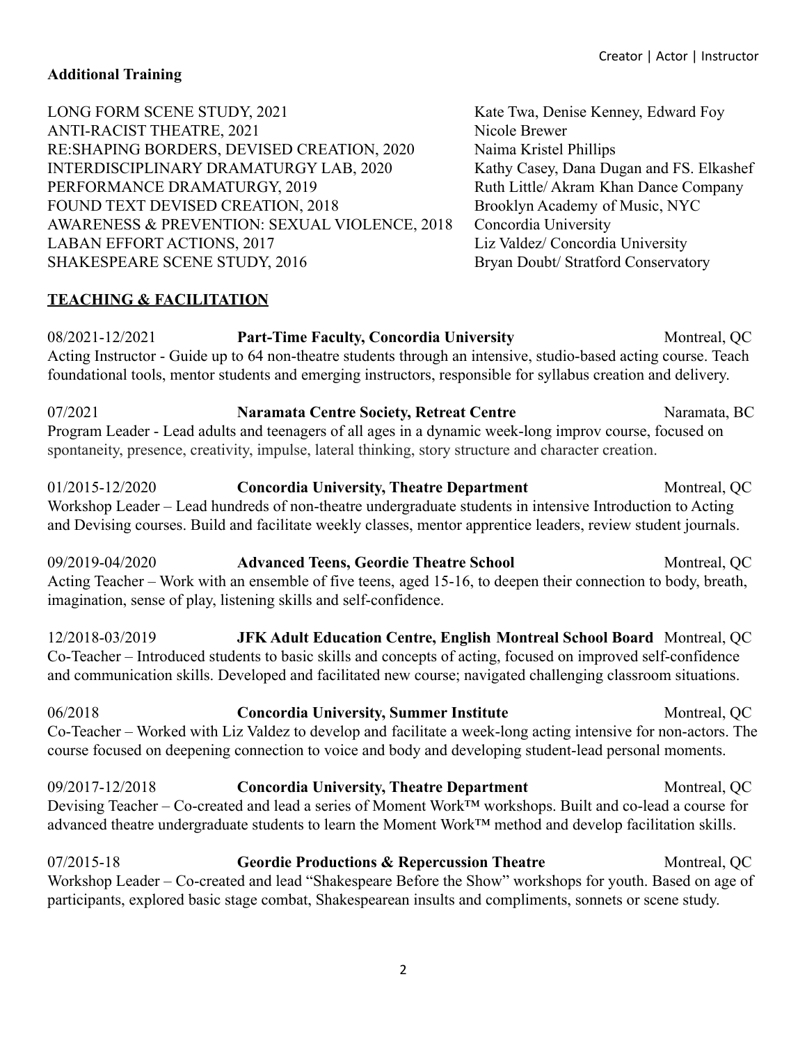### Additional Training

| | |
|---|---|
| LONG FORM SCENE STUDY, 2021 | Kate Twa, Denise Kenney, Edward Foy |
| ANTI-RACIST THEATRE, 2021 | Nicole Brewer |
| RE:SHAPING BORDERS, DEVISED CREATION, 2020 | Naima Kristel Phillips |
| INTERDISCIPLINARY DRAMATURGY LAB, 2020 | Kathy Casey, Dana Dugan and FS. Elkashef |
| PERFORMANCE DRAMATURGY, 2019 | Ruth Little/ Akram Khan Dance Company |
| FOUND TEXT DEVISED CREATION, 2018 | Brooklyn Academy of Music, NYC |
| AWARENESS & PREVENTION: SEXUAL VIOLENCE, 2018 | Concordia University |
| LABAN EFFORT ACTIONS, 2017 | Liz Valdez/ Concordia University |
| SHAKESPEARE SCENE STUDY, 2016 | Bryan Doubt/ Stratford Conservatory |

## TEACHING & FACILITATION

08/2021-12/2021 **Part-Time Faculty, Concordia University** Montreal, QC
Acting Instructor - Guide up to 64 non-theatre students through an intensive, studio-based acting course. Teach foundational tools, mentor students and emerging instructors, responsible for syllabus creation and delivery.

07/2021 **Naramata Centre Society, Retreat Centre** Naramata, BC
Program Leader - Lead adults and teenagers of all ages in a dynamic week-long improv course, focused on spontaneity, presence, creativity, impulse, lateral thinking, story structure and character creation.

01/2015-12/2020 **Concordia University, Theatre Department** Montreal, QC
Workshop Leader – Lead hundreds of non-theatre undergraduate students in intensive Introduction to Acting and Devising courses. Build and facilitate weekly classes, mentor apprentice leaders, review student journals.

09/2019-04/2020 **Advanced Teens, Geordie Theatre School** Montreal, QC
Acting Teacher – Work with an ensemble of five teens, aged 15-16, to deepen their connection to body, breath, imagination, sense of play, listening skills and self-confidence.

12/2018-03/2019 **JFK Adult Education Centre, English Montreal School Board** Montreal, QC
Co-Teacher – Introduced students to basic skills and concepts of acting, focused on improved self-confidence and communication skills. Developed and facilitated new course; navigated challenging classroom situations.

06/2018 **Concordia University, Summer Institute** Montreal, QC
Co-Teacher – Worked with Liz Valdez to develop and facilitate a week-long acting intensive for non-actors. The course focused on deepening connection to voice and body and developing student-lead personal moments.

09/2017-12/2018 **Concordia University, Theatre Department** Montreal, QC
Devising Teacher – Co-created and lead a series of Moment Work™ workshops. Built and co-lead a course for advanced theatre undergraduate students to learn the Moment Work™ method and develop facilitation skills.

07/2015-18 **Geordie Productions & Repercussion Theatre** Montreal, QC
Workshop Leader – Co-created and lead "Shakespeare Before the Show" workshops for youth. Based on age of participants, explored basic stage combat, Shakespearean insults and compliments, sonnets or scene study.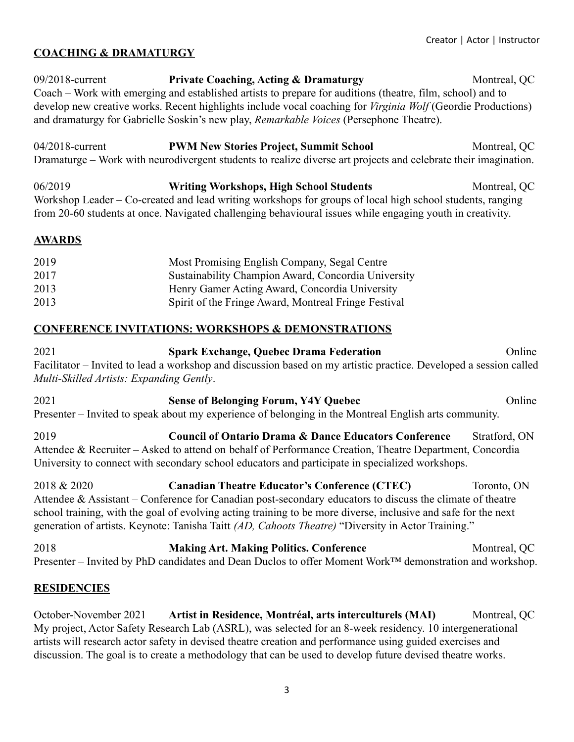## COACHING & DRAMATURGY

09/2018-current **Private Coaching, Acting & Dramaturgy** Montreal, QC
Coach – Work with emerging and established artists to prepare for auditions (theatre, film, school) and to develop new creative works. Recent highlights include vocal coaching for *Virginia Wolf* (Geordie Productions) and dramaturgy for Gabrielle Soskin's new play, *Remarkable Voices* (Persephone Theatre).

04/2018-current **PWM New Stories Project, Summit School** Montreal, QC
Dramaturge – Work with neurodivergent students to realize diverse art projects and celebrate their imagination.

06/2019 **Writing Workshops, High School Students** Montreal, QC
Workshop Leader – Co-created and lead writing workshops for groups of local high school students, ranging from 20-60 students at once. Navigated challenging behavioural issues while engaging youth in creativity.

## AWARDS

| | |
|---|---|
| 2019 | Most Promising English Company, Segal Centre |
| 2017 | Sustainability Champion Award, Concordia University |
| 2013 | Henry Gamer Acting Award, Concordia University |
| 2013 | Spirit of the Fringe Award, Montreal Fringe Festival |

## CONFERENCE INVITATIONS: WORKSHOPS & DEMONSTRATIONS

2021 **Spark Exchange, Quebec Drama Federation** Online
Facilitator – Invited to lead a workshop and discussion based on my artistic practice. Developed a session called *Multi-Skilled Artists: Expanding Gently*.

2021 **Sense of Belonging Forum, Y4Y Quebec** Online
Presenter – Invited to speak about my experience of belonging in the Montreal English arts community.

2019 **Council of Ontario Drama & Dance Educators Conference** Stratford, ON
Attendee & Recruiter – Asked to attend on behalf of Performance Creation, Theatre Department, Concordia University to connect with secondary school educators and participate in specialized workshops.

2018 & 2020 **Canadian Theatre Educator's Conference (CTEC)** Toronto, ON
Attendee & Assistant – Conference for Canadian post-secondary educators to discuss the climate of theatre school training, with the goal of evolving acting training to be more diverse, inclusive and safe for the next generation of artists. Keynote: Tanisha Taitt *(AD, Cahoots Theatre)* "Diversity in Actor Training."

2018 **Making Art. Making Politics. Conference** Montreal, QC
Presenter – Invited by PhD candidates and Dean Duclos to offer Moment Work™ demonstration and workshop.

## RESIDENCIES

October-November 2021 **Artist in Residence, Montréal, arts interculturels (MAI)** Montreal, QC
My project, Actor Safety Research Lab (ASRL), was selected for an 8-week residency. 10 intergenerational artists will research actor safety in devised theatre creation and performance using guided exercises and discussion. The goal is to create a methodology that can be used to develop future devised theatre works.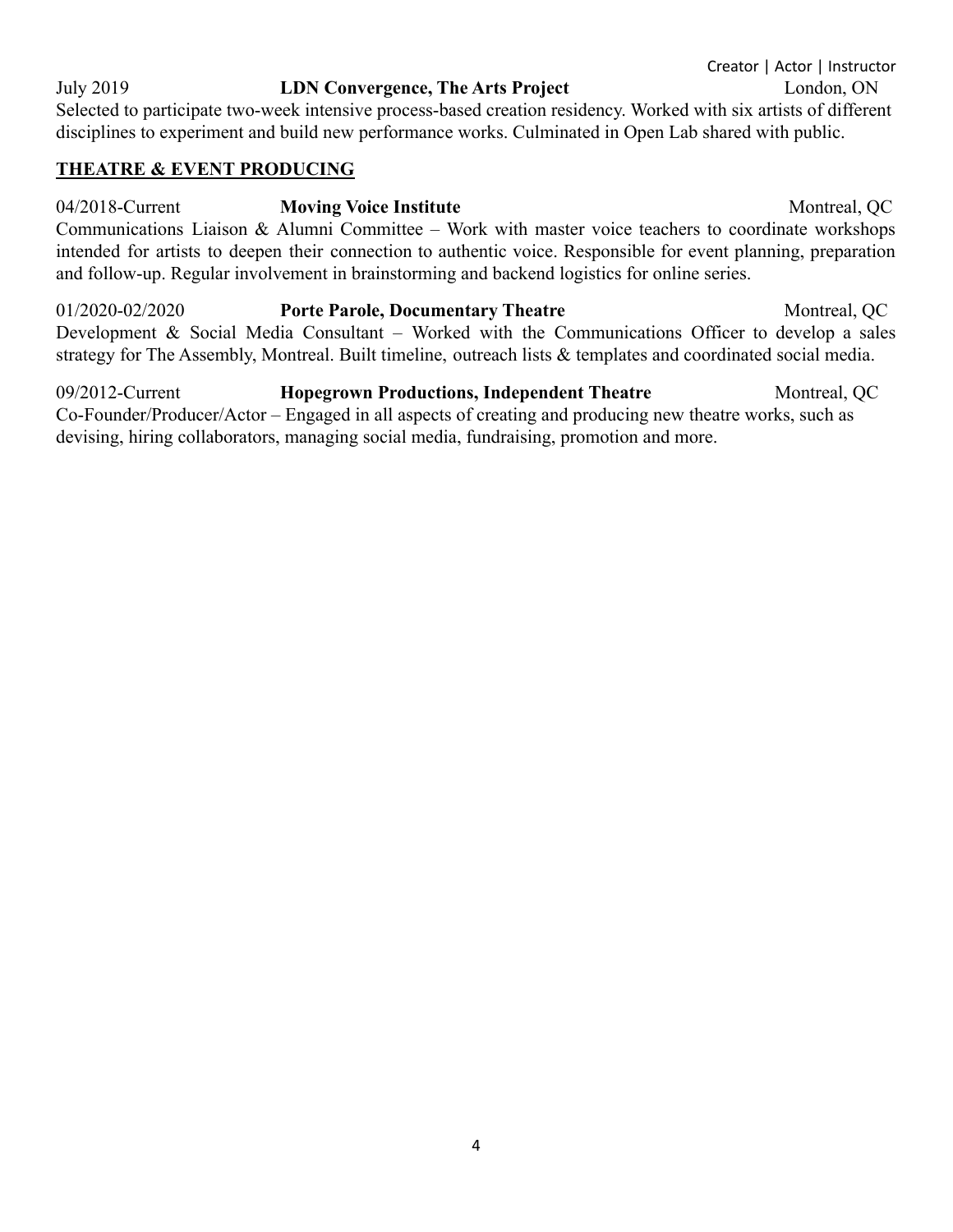July 2019 **LDN Convergence, The Arts Project** London, ON

Selected to participate two-week intensive process-based creation residency. Worked with six artists of different disciplines to experiment and build new performance works. Culminated in Open Lab shared with public.

## THEATRE & EVENT PRODUCING

04/2018-Current **Moving Voice Institute** Montreal, QC

Communications Liaison & Alumni Committee – Work with master voice teachers to coordinate workshops intended for artists to deepen their connection to authentic voice. Responsible for event planning, preparation and follow-up. Regular involvement in brainstorming and backend logistics for online series.

01/2020-02/2020 **Porte Parole, Documentary Theatre** Montreal, QC

Development & Social Media Consultant – Worked with the Communications Officer to develop a sales strategy for The Assembly, Montreal. Built timeline, outreach lists & templates and coordinated social media.

09/2012-Current **Hopegrown Productions, Independent Theatre** Montreal, QC

Co-Founder/Producer/Actor – Engaged in all aspects of creating and producing new theatre works, such as devising, hiring collaborators, managing social media, fundraising, promotion and more.